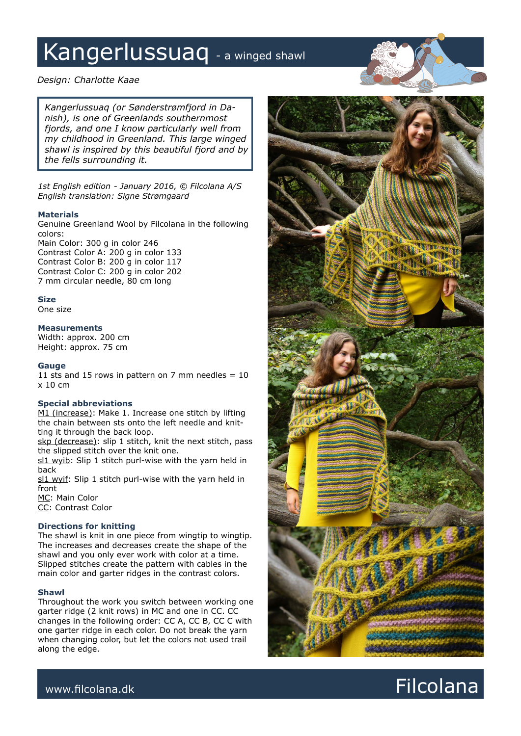# Kangerlussuaq - a winged shawl

*Design: Charlotte Kaae*

*Kangerlussuaq (or Sønderstrømfjord in Danish), is one of Greenlands southernmost fjords, and one I know particularly well from my childhood in Greenland. This large winged shawl is inspired by this beautiful fjord and by the fells surrounding it.*

*1st English edition - January 2016, © Filcolana A/S*
*English translation: Signe Strømgaard*

### Materials

Genuine Greenland Wool by Filcolana in the following colors:
Main Color: 300 g in color 246
Contrast Color A: 200 g in color 133
Contrast Color B: 200 g in color 117
Contrast Color C: 200 g in color 202
7 mm circular needle, 80 cm long

### Size

One size

### Measurements

Width: approx. 200 cm
Height: approx. 75 cm

### Gauge

11 sts and 15 rows in pattern on 7 mm needles = 10 x 10 cm

### Special abbreviations

M1 (increase): Make 1. Increase one stitch by lifting the chain between sts onto the left needle and knitting it through the back loop.
skp (decrease): slip 1 stitch, knit the next stitch, pass the slipped stitch over the knit one.
sl1 wyib: Slip 1 stitch purl-wise with the yarn held in back
sl1 wyif: Slip 1 stitch purl-wise with the yarn held in front
MC: Main Color
CC: Contrast Color

### Directions for knitting

The shawl is knit in one piece from wingtip to wingtip. The increases and decreases create the shape of the shawl and you only ever work with color at a time. Slipped stitches create the pattern with cables in the main color and garter ridges in the contrast colors.

### Shawl

Throughout the work you switch between working one garter ridge (2 knit rows) in MC and one in CC. CC changes in the following order: CC A, CC B, CC C with one garter ridge in each color. Do not break the yarn when changing color, but let the colors not used trail along the edge.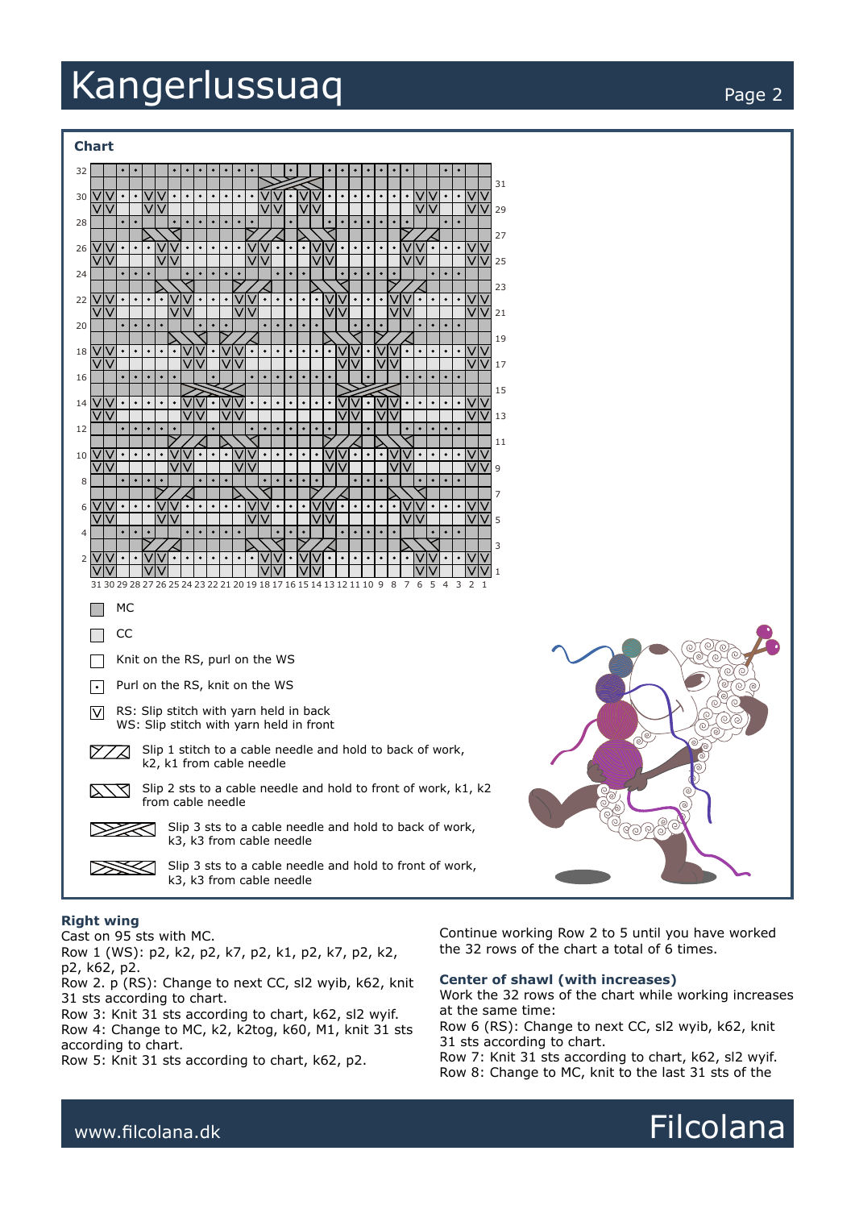## Chart

- MC
- CC
- Knit on the RS, purl on the WS
- Purl on the RS, knit on the WS
- RS: Slip stitch with yarn held in back
  WS: Slip stitch with yarn held in front
- Slip 1 stitch to a cable needle and hold to back of work, k2, k1 from cable needle
- Slip 2 sts to a cable needle and hold to front of work, k1, k2 from cable needle
- Slip 3 sts to a cable needle and hold to back of work, k3, k3 from cable needle
- Slip 3 sts to a cable needle and hold to front of work, k3, k3 from cable needle

### Right wing

Cast on 95 sts with MC.

Row 1 (WS): p2, k2, p2, k7, p2, k1, p2, k7, p2, k2, p2, k62, p2.

Row 2. p (RS): Change to next CC, sl2 wyib, k62, knit 31 sts according to chart.

Row 3: Knit 31 sts according to chart, k62, sl2 wyif.

Row 4: Change to MC, k2, k2tog, k60, M1, knit 31 sts according to chart.

Row 5: Knit 31 sts according to chart, k62, p2.

Continue working Row 2 to 5 until you have worked the 32 rows of the chart a total of 6 times.

### Center of shawl (with increases)

Work the 32 rows of the chart while working increases at the same time:

Row 6 (RS): Change to next CC, sl2 wyib, k62, knit 31 sts according to chart.

Row 7: Knit 31 sts according to chart, k62, sl2 wyif.

Row 8: Change to MC, knit to the last 31 sts of the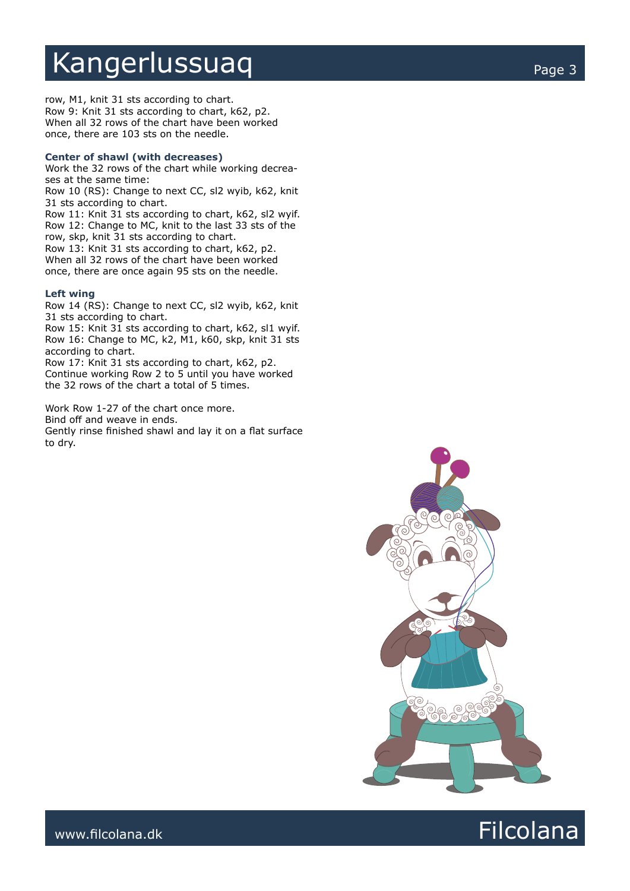row, M1, knit 31 sts according to chart.
Row 9: Knit 31 sts according to chart, k62, p2.
When all 32 rows of the chart have been worked once, there are 103 sts on the needle.

### Center of shawl (with decreases)

Work the 32 rows of the chart while working decreases at the same time:
Row 10 (RS): Change to next CC, sl2 wyib, k62, knit 31 sts according to chart.
Row 11: Knit 31 sts according to chart, k62, sl2 wyif.
Row 12: Change to MC, knit to the last 33 sts of the row, skp, knit 31 sts according to chart.
Row 13: Knit 31 sts according to chart, k62, p2.
When all 32 rows of the chart have been worked once, there are once again 95 sts on the needle.

### Left wing

Row 14 (RS): Change to next CC, sl2 wyib, k62, knit 31 sts according to chart.
Row 15: Knit 31 sts according to chart, k62, sl1 wyif.
Row 16: Change to MC, k2, M1, k60, skp, knit 31 sts according to chart.
Row 17: Knit 31 sts according to chart, k62, p2.
Continue working Row 2 to 5 until you have worked the 32 rows of the chart a total of 5 times.

Work Row 1-27 of the chart once more.
Bind off and weave in ends.
Gently rinse finished shawl and lay it on a flat surface to dry.